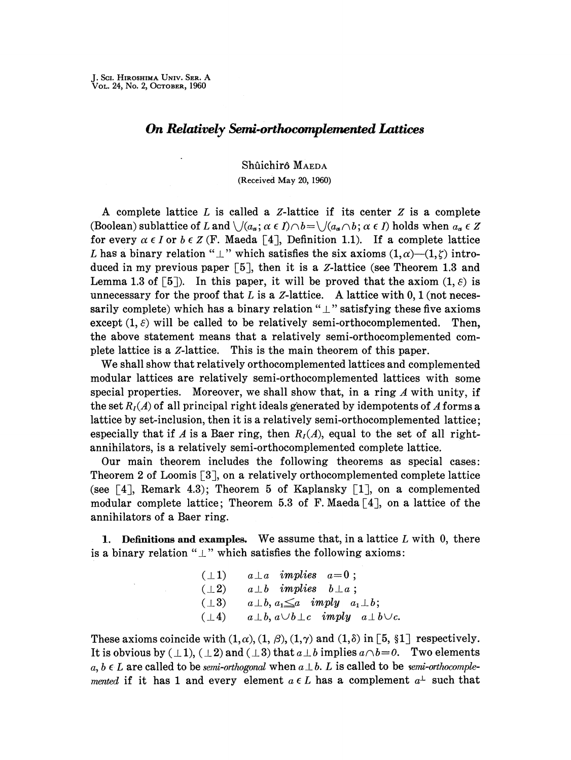# On Relatively Semi-orthocomplemented Lattices

Shûichirô MAEDA

(Received May 20, 1960)

A complete lattice $L$ is called a $Z$-lattice if its center $Z$ is a complete (Boolean) sublattice of $L$ and $\bigvee(a_\alpha; \alpha \in I) \frown b = \bigvee(a_\alpha \frown b; \alpha \in I)$ holds when $a_\alpha \in Z$ for every $\alpha \in I$ or $b \in Z$ (F. Maeda [4], Definition 1.1). If a complete lattice $L$ has a binary relation "$\perp$" which satisfies the six axioms $(1, \alpha)$—$(1, \zeta)$ introduced in my previous paper [5], then it is a $Z$-lattice (see Theorem 1.3 and Lemma 1.3 of [5]). In this paper, it will be proved that the axiom $(1, \varepsilon)$ is unnecessary for the proof that $L$ is a $Z$-lattice. A lattice with 0, 1 (not necessarily complete) which has a binary relation "$\perp$" satisfying these five axioms except $(1, \varepsilon)$ will be called to be relatively semi-orthocomplemented. Then, the above statement means that a relatively semi-orthocomplemented complete lattice is a $Z$-lattice. This is the main theorem of this paper.

We shall show that relatively orthocomplemented lattices and complemented modular lattices are relatively semi-orthocomplemented lattices with some special properties. Moreover, we shall show that, in a ring $A$ with unity, if the set $R_I(A)$ of all principal right ideals generated by idempotents of $A$ forms a lattice by set-inclusion, then it is a relatively semi-orthocomplemented lattice; especially that if $A$ is a Baer ring, then $R_I(A)$, equal to the set of all right-annihilators, is a relatively semi-orthocomplemented complete lattice.

Our main theorem includes the following theorems as special cases: Theorem 2 of Loomis [3], on a relatively orthocomplemented complete lattice (see [4], Remark 4.3); Theorem 5 of Kaplansky [1], on a complemented modular complete lattice; Theorem 5.3 of F. Maeda [4], on a lattice of the annihilators of a Baer ring.

**1. Definitions and examples.** We assume that, in a lattice $L$ with 0, there is a binary relation "$\perp$" which satisfies the following axioms:

$(\perp 1)$ $\quad a \perp a$ *implies* $a = 0$;

$(\perp 2)$ $\quad a \perp b$ *implies* $b \perp a$;

$(\perp 3)$ $\quad a \perp b,\ a_1 \leqq a$ *imply* $a_1 \perp b$;

$(\perp 4)$ $\quad a \perp b,\ a \smile b \perp c$ *imply* $a \perp b \smile c$.

These axioms coincide with $(1, \alpha)$, $(1, \beta)$, $(1, \gamma)$ and $(1, \delta)$ in [5, §1] respectively. It is obvious by $(\perp 1)$, $(\perp 2)$ and $(\perp 3)$ that $a \perp b$ implies $a \frown b = 0$. Two elements $a, b \in L$ are called to be *semi-orthogonal* when $a \perp b$. $L$ is called to be *semi-orthocomplemented* if it has 1 and every element $a \in L$ has a complement $a^\perp$ such that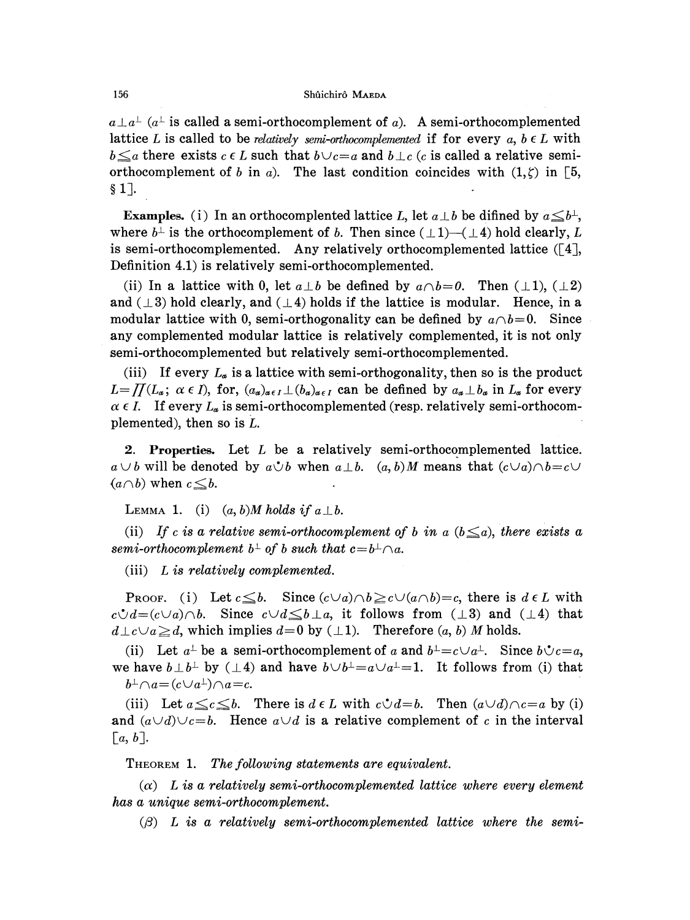$a \perp a^{\perp}$ ($a^{\perp}$ is called a semi-orthocomplement of $a$). A semi-orthocomplemented lattice $L$ is called to be *relatively semi-orthocomplemented* if for every $a, b \in L$ with $b \leqq a$ there exists $c \in L$ such that $b \cup c = a$ and $b \perp c$ ($c$ is called a relative semi-orthocomplement of $b$ in $a$). The last condition coincides with $(1, \zeta)$ in [5, §1].

**Examples.** (i) In an orthocomplented lattice $L$, let $a \perp b$ be difined by $a \leqq b^{\perp}$, where $b^{\perp}$ is the orthocomplement of $b$. Then since $(\perp 1)$—$(\perp 4)$ hold clearly, $L$ is semi-orthocomplemented. Any relatively orthocomplemented lattice ([4], Definition 4.1) is relatively semi-orthocomplemented.

(ii) In a lattice with 0, let $a \perp b$ be defined by $a \cap b = 0$. Then $(\perp 1)$, $(\perp 2)$ and $(\perp 3)$ hold clearly, and $(\perp 4)$ holds if the lattice is modular. Hence, in a modular lattice with 0, semi-orthogonality can be defined by $a \cap b = 0$. Since any complemented modular lattice is relatively complemented, it is not only semi-orthocomplemented but relatively semi-orthocomplemented.

(iii) If every $L_{\alpha}$ is a lattice with semi-orthogonality, then so is the product $L = \prod(L_{\alpha};\ \alpha \in I)$, for, $(a_{\alpha})_{\alpha \in I} \perp (b_{\alpha})_{\alpha \in I}$ can be defined by $a_{\alpha} \perp b_{\alpha}$ in $L_{\alpha}$ for every $\alpha \in I$. If every $L_{\alpha}$ is semi-orthocomplemented (resp. relatively semi-orthocomplemented), then so is $L$.

**2. Properties.** Let $L$ be a relatively semi-orthocomplemented lattice. $a \cup b$ will be denoted by $a \dot{\cup} b$ when $a \perp b$. $(a, b)M$ means that $(c \cup a) \cap b = c \cup (a \cap b)$ when $c \leqq b$.

LEMMA 1. (i) *$(a, b)M$ holds if $a \perp b$.*

(ii) *If $c$ is a relative semi-orthocomplement of $b$ in $a$ ($b \leqq a$), there exists a semi-orthocomplement $b^{\perp}$ of $b$ such that $c = b^{\perp} \cap a$.*

(iii) *$L$ is relatively complemented.*

PROOF. (i) Let $c \leqq b$. Since $(c \cup a) \cap b \geqq c \cup (a \cap b) = c$, there is $d \in L$ with $c \dot{\cup} d = (c \cup a) \cap b$. Since $c \cup d \leqq b \perp a$, it follows from $(\perp 3)$ and $(\perp 4)$ that $d \perp c \cup a \geqq d$, which implies $d = 0$ by $(\perp 1)$. Therefore $(a, b)\ M$ holds.

(ii) Let $a^{\perp}$ be a semi-orthocomplement of $a$ and $b^{\perp} = c \cup a^{\perp}$. Since $b \dot{\cup} c = a$, we have $b \perp b^{\perp}$ by $(\perp 4)$ and have $b \cup b^{\perp} = a \cup a^{\perp} = 1$. It follows from (i) that $b^{\perp} \cap a = (c \cup a^{\perp}) \cap a = c$.

(iii) Let $a \leqq c \leqq b$. There is $d \in L$ with $c \dot{\cup} d = b$. Then $(a \cup d) \cap c = a$ by (i) and $(a \cup d) \cup c = b$. Hence $a \cup d$ is a relative complement of $c$ in the interval $[a, b]$.

THEOREM 1. *The following statements are equivalent.*

($\alpha$) *$L$ is a relatively semi-orthocomplemented lattice where every element has a unique semi-orthocomplement.*

($\beta$) *$L$ is a relatively semi-orthocomplemented lattice where the semi-*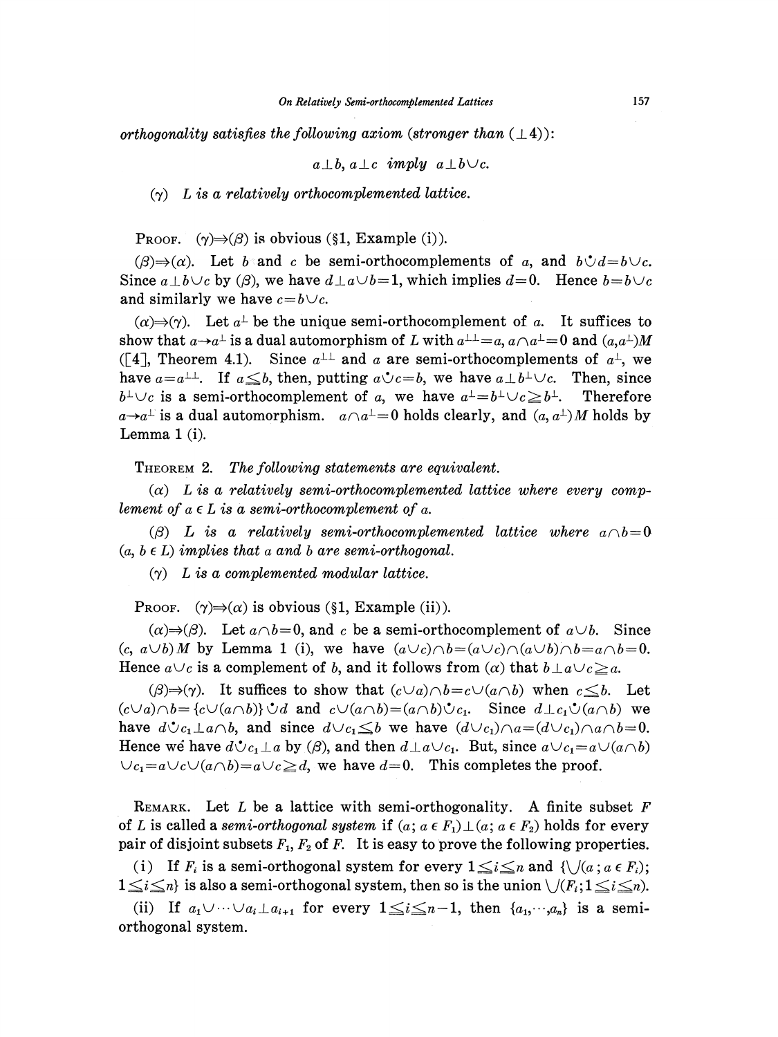*orthogonality satisfies the following axiom (stronger than* $(\perp 4)$*):*

$$a \perp b,\ a \perp c \ \textit{imply}\ a \perp b \cup c.$$

$(\gamma)$ *$L$ is a relatively orthocomplemented lattice.*

PROOF. $(\gamma) \Rightarrow (\beta)$ is obvious (§1, Example (i)).

$(\beta) \Rightarrow (\alpha)$. Let $b$ and $c$ be semi-orthocomplements of $a$, and $b \dot{\cup} d = b \cup c$. Since $a \perp b \cup c$ by $(\beta)$, we have $d \perp a \cup b = 1$, which implies $d = 0$. Hence $b = b \cup c$ and similarly we have $c = b \cup c$.

$(\alpha) \Rightarrow (\gamma)$. Let $a^\perp$ be the unique semi-orthocomplement of $a$. It suffices to show that $a \to a^\perp$ is a dual automorphism of $L$ with $a^{\perp\perp} = a$, $a \cap a^\perp = 0$ and $(a, a^\perp)M$ ([4], Theorem 4.1). Since $a^{\perp\perp}$ and $a$ are semi-orthocomplements of $a^\perp$, we have $a = a^{\perp\perp}$. If $a \leqq b$, then, putting $a \dot{\cup} c = b$, we have $a \perp b^\perp \cup c$. Then, since $b^\perp \cup c$ is a semi-orthocomplement of $a$, we have $a^\perp = b^\perp \cup c \geqq b^\perp$. Therefore $a \to a^\perp$ is a dual automorphism. $a \cap a^\perp = 0$ holds clearly, and $(a, a^\perp)M$ holds by Lemma 1 (i).

THEOREM 2. *The following statements are equivalent.*

$(\alpha)$ *$L$ is a relatively semi-orthocomplemented lattice where every complement of $a \in L$ is a semi-orthocomplement of $a$.*

$(\beta)$ *$L$ is a relatively semi-orthocomplemented lattice where $a \cap b = 0$ $(a, b \in L)$ implies that $a$ and $b$ are semi-orthogonal.*

$(\gamma)$ *$L$ is a complemented modular lattice.*

PROOF. $(\gamma) \Rightarrow (\alpha)$ is obvious (§1, Example (ii)).

$(\alpha) \Rightarrow (\beta)$. Let $a \cap b = 0$, and $c$ be a semi-orthocomplement of $a \cup b$. Since $(c, a \cup b)M$ by Lemma 1 (i), we have $(a \cup c) \cap b = (a \cup c) \cap (a \cup b) \cap b = a \cap b = 0$. Hence $a \cup c$ is a complement of $b$, and it follows from $(\alpha)$ that $b \perp a \cup c \geqq a$.

$(\beta) \Rightarrow (\gamma)$. It suffices to show that $(c \cup a) \cap b = c \cup (a \cap b)$ when $c \leqq b$. Let $(c \cup a) \cap b = \{c \cup (a \cap b)\} \dot{\cup} d$ and $c \cup (a \cap b) = (a \cap b) \dot{\cup} c_1$. Since $d \perp c_1 \dot{\cup} (a \cap b)$ we have $d \dot{\cup} c_1 \perp a \cap b$, and since $d \cup c_1 \leqq b$ we have $(d \cup c_1) \cap a = (d \cup c_1) \cap a \cap b = 0$. Hence we have $d \dot{\cup} c_1 \perp a$ by $(\beta)$, and then $d \perp a \cup c_1$. But, since $a \cup c_1 = a \cup (a \cap b) \cup c_1 = a \cup c \cup (a \cap b) = a \cup c \geqq d$, we have $d = 0$. This completes the proof.

REMARK. Let $L$ be a lattice with semi-orthogonality. A finite subset $F$ of $L$ is called a *semi-orthogonal system* if $(a;\ a \in F_1) \perp (a;\ a \in F_2)$ holds for every pair of disjoint subsets $F_1$, $F_2$ of $F$. It is easy to prove the following properties.

(i) If $F_i$ is a semi-orthogonal system for every $1 \leqq i \leqq n$ and $\{\bigvee(a\,;\, a \in F_i);\ 1 \leqq i \leqq n\}$ is also a semi-orthogonal system, then so is the union $\bigvee(F_i; 1 \leqq i \leqq n)$.

(ii) If $a_1 \cup \cdots \cup a_i \perp a_{i+1}$ for every $1 \leqq i \leqq n-1$, then $\{a_1, \cdots, a_n\}$ is a semi-orthogonal system.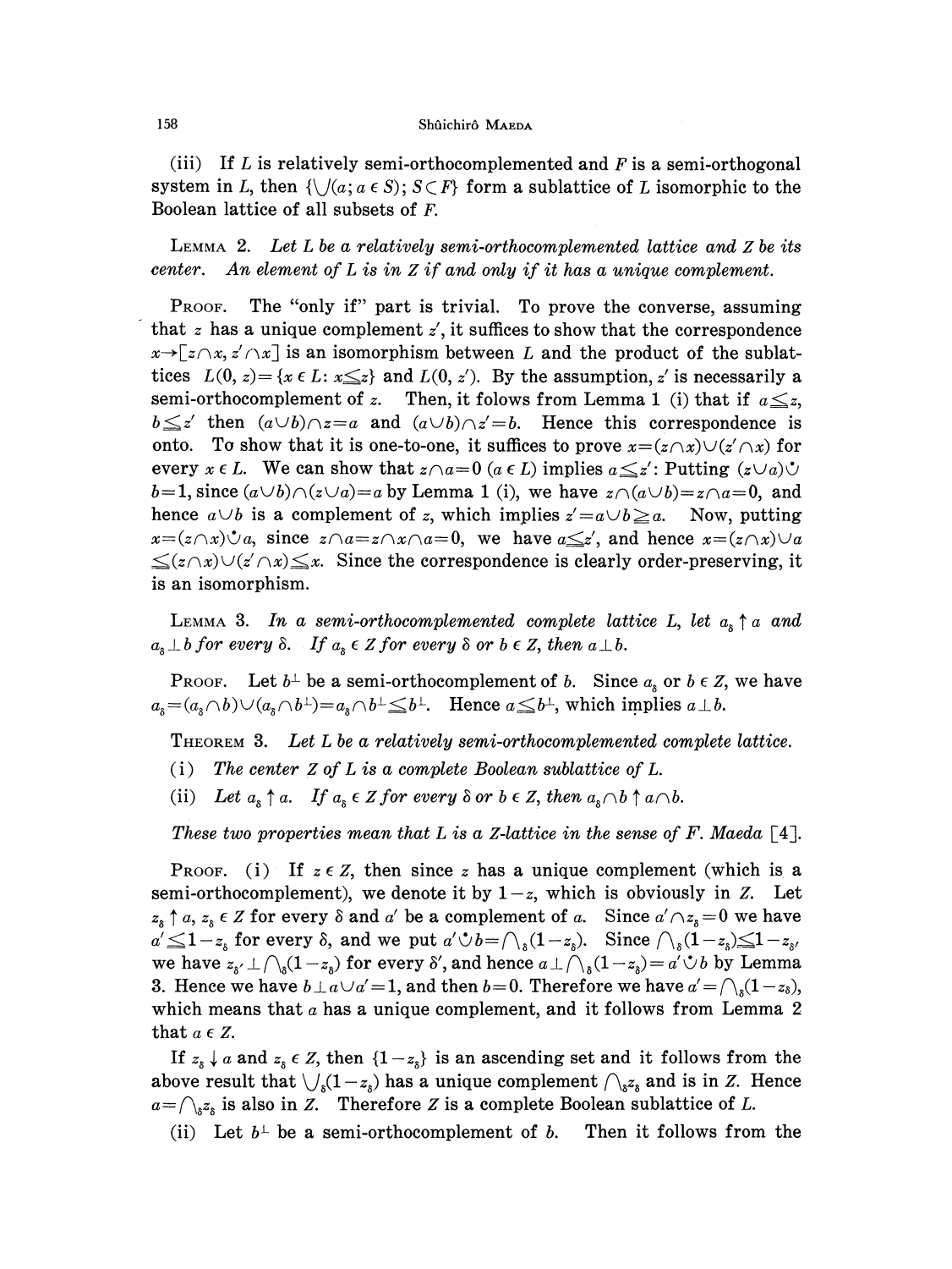(iii) If $L$ is relatively semi-orthocomplemented and $F$ is a semi-orthogonal system in $L$, then $\{\bigcup(a; a \in S); S \subset F\}$ form a sublattice of $L$ isomorphic to the Boolean lattice of all subsets of $F$.

LEMMA 2. *Let $L$ be a relatively semi-orthocomplemented lattice and $Z$ be its center. An element of $L$ is in $Z$ if and only if it has a unique complement.*

PROOF. The "only if" part is trivial. To prove the converse, assuming that $z$ has a unique complement $z'$, it suffices to show that the correspondence $x \rightarrow [z \cap x, z' \cap x]$ is an isomorphism between $L$ and the product of the sublattices $L(0, z) = \{x \in L: x \leqq z\}$ and $L(0, z')$. By the assumption, $z'$ is necessarily a semi-orthocomplement of $z$. Then, it folows from Lemma 1 (i) that if $a \leqq z$, $b \leqq z'$ then $(a \cup b) \cap z = a$ and $(a \cup b) \cap z' = b$. Hence this correspondence is onto. To show that it is one-to-one, it suffices to prove $x = (z \cap x) \cup (z' \cap x)$ for every $x \in L$. We can show that $z \cap a = 0$ $(a \in L)$ implies $a \leqq z'$: Putting $(z \cup a) \dot{\cup} b = 1$, since $(a \cup b) \cap (z \cup a) = a$ by Lemma 1 (i), we have $z \cap (a \cup b) = z \cap a = 0$, and hence $a \cup b$ is a complement of $z$, which implies $z' = a \cup b \geqq a$. Now, putting $x = (z \cap x) \dot{\cup} a$, since $z \cap a = z \cap x \cap a = 0$, we have $a \leqq z'$, and hence $x = (z \cap x) \cup a \leqq (z \cap x) \cup (z' \cap x) \leqq x$. Since the correspondence is clearly order-preserving, it is an isomorphism.

LEMMA 3. *In a semi-orthocomplemented complete lattice $L$, let $a_\delta \uparrow a$ and $a_\delta \perp b$ for every $\delta$. If $a_\delta \in Z$ for every $\delta$ or $b \in Z$, then $a \perp b$.*

PROOF. Let $b^\perp$ be a semi-orthocomplement of $b$. Since $a_\delta$ or $b \in Z$, we have $a_\delta = (a_\delta \cap b) \cup (a_\delta \cap b^\perp) = a_\delta \cap b^\perp \leqq b^\perp$. Hence $a \leqq b^\perp$, which implies $a \perp b$.

THEOREM 3. *Let $L$ be a relatively semi-orthocomplemented complete lattice.*

(i) *The center $Z$ of $L$ is a complete Boolean sublattice of $L$.*

(ii) *Let $a_\delta \uparrow a$. If $a_\delta \in Z$ for every $\delta$ or $b \in Z$, then $a_\delta \cap b \uparrow a \cap b$.*

*These two properties mean that $L$ is a $Z$-lattice in the sense of F. Maeda [4].*

PROOF. (i) If $z \in Z$, then since $z$ has a unique complement (which is a semi-orthocomplement), we denote it by $1-z$, which is obviously in $Z$. Let $z_\delta \uparrow a$, $z_\delta \in Z$ for every $\delta$ and $a'$ be a complement of $a$. Since $a' \cap z_\delta = 0$ we have $a' \leqq 1 - z_\delta$ for every $\delta$, and we put $a' \dot{\cup} b = \bigcap_\delta (1 - z_\delta)$. Since $\bigcap_\delta (1 - z_\delta) \leqq 1 - z_{\delta'}$ we have $z_{\delta'} \perp \bigcap_\delta (1 - z_\delta)$ for every $\delta'$, and hence $a \perp \bigcap_\delta (1 - z_\delta) = a' \dot{\cup} b$ by Lemma 3. Hence we have $b \perp a \cup a' = 1$, and then $b = 0$. Therefore we have $a' = \bigcap_\delta (1 - z_\delta)$, which means that $a$ has a unique complement, and it follows from Lemma 2 that $a \in Z$.

If $z_\delta \downarrow a$ and $z_\delta \in Z$, then $\{1 - z_\delta\}$ is an ascending set and it follows from the above result that $\bigcup_\delta (1 - z_\delta)$ has a unique complement $\bigcap_\delta z_\delta$ and is in $Z$. Hence $a = \bigcap_\delta z_\delta$ is also in $Z$. Therefore $Z$ is a complete Boolean sublattice of $L$.

(ii) Let $b^\perp$ be a semi-orthocomplement of $b$. Then it follows from the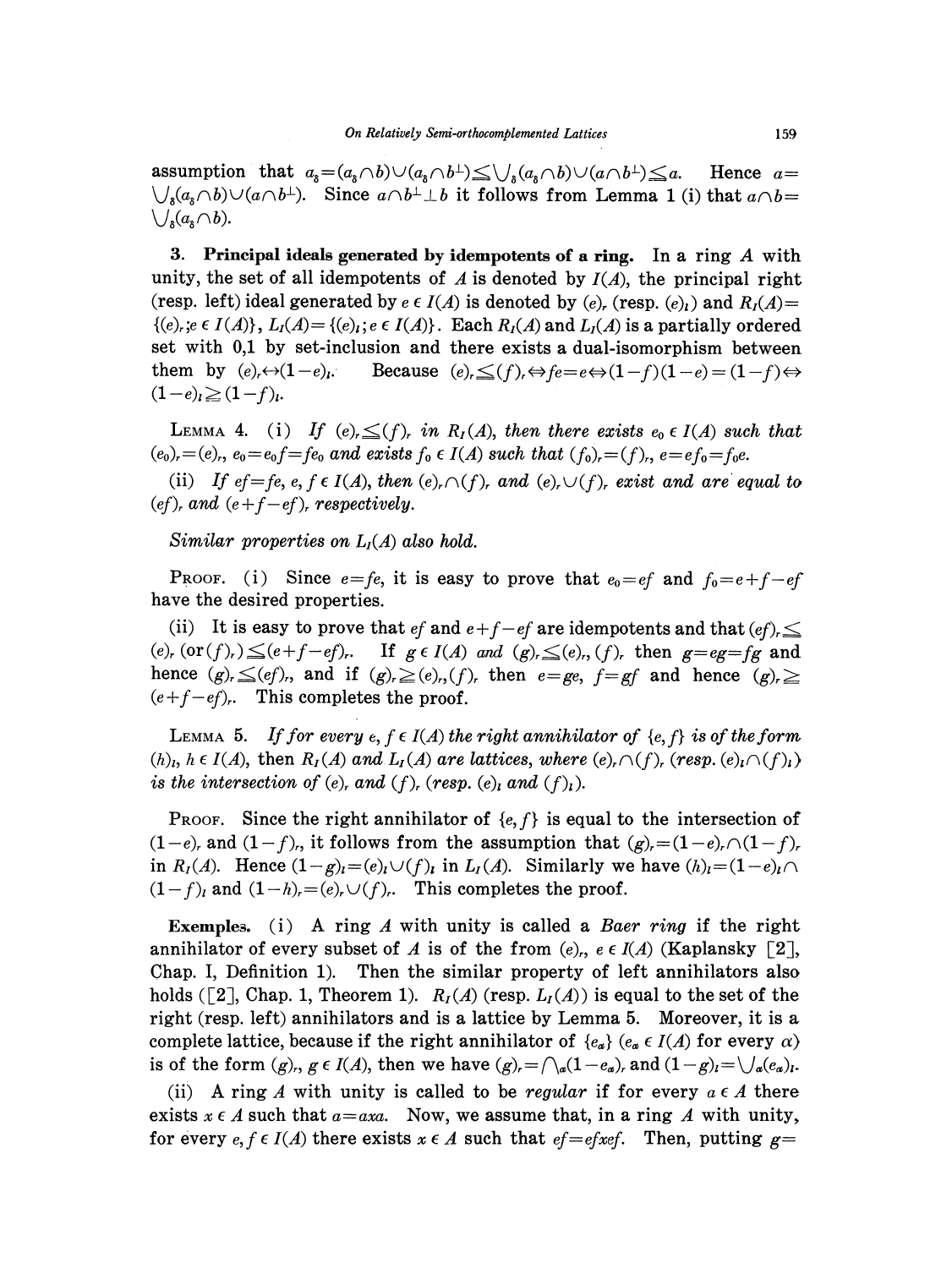assumption that $a_\delta = (a_\delta \cap b) \cup (a_\delta \cap b^\perp) \leq \bigvee_\delta (a_\delta \cap b) \cup (a \cap b^\perp) \leq a$. Hence $a = \bigvee_\delta (a_\delta \cap b) \cup (a \cap b^\perp)$. Since $a \cap b^\perp \perp b$ it follows from Lemma 1 (i) that $a \cap b = \bigvee_\delta (a_\delta \cap b)$.

**3. Principal ideals generated by idempotents of a ring.** In a ring $A$ with unity, the set of all idempotents of $A$ is denoted by $I(A)$, the principal right (resp. left) ideal generated by $e \in I(A)$ is denoted by $(e)_r$ (resp. $(e)_l$) and $R_I(A) = \{(e)_r; e \in I(A)\}$, $L_I(A) = \{(e)_l; e \in I(A)\}$. Each $R_I(A)$ and $L_I(A)$ is a partially ordered set with 0,1 by set-inclusion and there exists a dual-isomorphism between them by $(e)_r \leftrightarrow (1-e)_l$. Because $(e)_r \leq (f)_r \Leftrightarrow fe = e \Leftrightarrow (1-f)(1-e) = (1-f) \Leftrightarrow (1-e)_l \geq (1-f)_l$.

LEMMA 4. *(i) If $(e)_r \leq (f)_r$ in $R_I(A)$, then there exists $e_0 \in I(A)$ such that $(e_0)_r = (e)_r$, $e_0 = e_0 f = f e_0$ and exists $f_0 \in I(A)$ such that $(f_0)_r = (f)_r$, $e = e f_0 = f_0 e$.*

*(ii) If $ef = fe$, $e, f \in I(A)$, then $(e)_r \cap (f)_r$ and $(e)_r \cup (f)_r$ exist and are equal to $(ef)_r$ and $(e+f-ef)_r$ respectively.*

*Similar properties on $L_I(A)$ also hold.*

PROOF. (i) Since $e = fe$, it is easy to prove that $e_0 = ef$ and $f_0 = e + f - ef$ have the desired properties.

(ii) It is easy to prove that $ef$ and $e+f-ef$ are idempotents and that $(ef)_r \leq (e)_r$ (or $(f)_r$) $\leq (e+f-ef)_r$. If $g \in I(A)$ *and* $(g)_r \leq (e)_r, (f)_r$ then $g = eg = fg$ and hence $(g)_r \leq (ef)_r$, and if $(g)_r \geq (e)_r, (f)_r$ then $e = ge$, $f = gf$ and hence $(g)_r \geq (e+f-ef)_r$. This completes the proof.

LEMMA 5. *If for every $e, f \in I(A)$ the right annihilator of $\{e, f\}$ is of the form $(h)_l$, $h \in I(A)$, then $R_I(A)$ and $L_I(A)$ are lattices, where $(e)_r \cap (f)_r$ (resp. $(e)_l \cap (f)_l$) is the intersection of $(e)_r$ and $(f)_r$ (resp. $(e)_l$ and $(f)_l$).*

PROOF. Since the right annihilator of $\{e, f\}$ is equal to the intersection of $(1-e)_r$ and $(1-f)_r$, it follows from the assumption that $(g)_r = (1-e)_r \cap (1-f)_r$ in $R_I(A)$. Hence $(1-g)_l = (e)_l \cup (f)_l$ in $L_I(A)$. Similarly we have $(h)_l = (1-e)_l \cap (1-f)_l$ and $(1-h)_r = (e)_r \cup (f)_r$. This completes the proof.

**Exemples.** (i) A ring $A$ with unity is called a *Baer ring* if the right annihilator of every subset of $A$ is of the from $(e)_r$, $e \in I(A)$ (Kaplansky [2], Chap. I, Definition 1). Then the similar property of left annihilators also holds ([2], Chap. 1, Theorem 1). $R_I(A)$ (resp. $L_I(A)$) is equal to the set of the right (resp. left) annihilators and is a lattice by Lemma 5. Moreover, it is a complete lattice, because if the right annihilator of $\{e_\alpha\}$ ($e_\alpha \in I(A)$ for every $\alpha$) is of the form $(g)_r$, $g \in I(A)$, then we have $(g)_r = \bigwedge_\alpha (1-e_\alpha)_r$ and $(1-g)_l = \bigvee_\alpha (e_\alpha)_l$.

(ii) A ring $A$ with unity is called to be *regular* if for every $a \in A$ there exists $x \in A$ such that $a = axa$. Now, we assume that, in a ring $A$ with unity, for every $e, f \in I(A)$ there exists $x \in A$ such that $ef = efxef$. Then, putting $g =$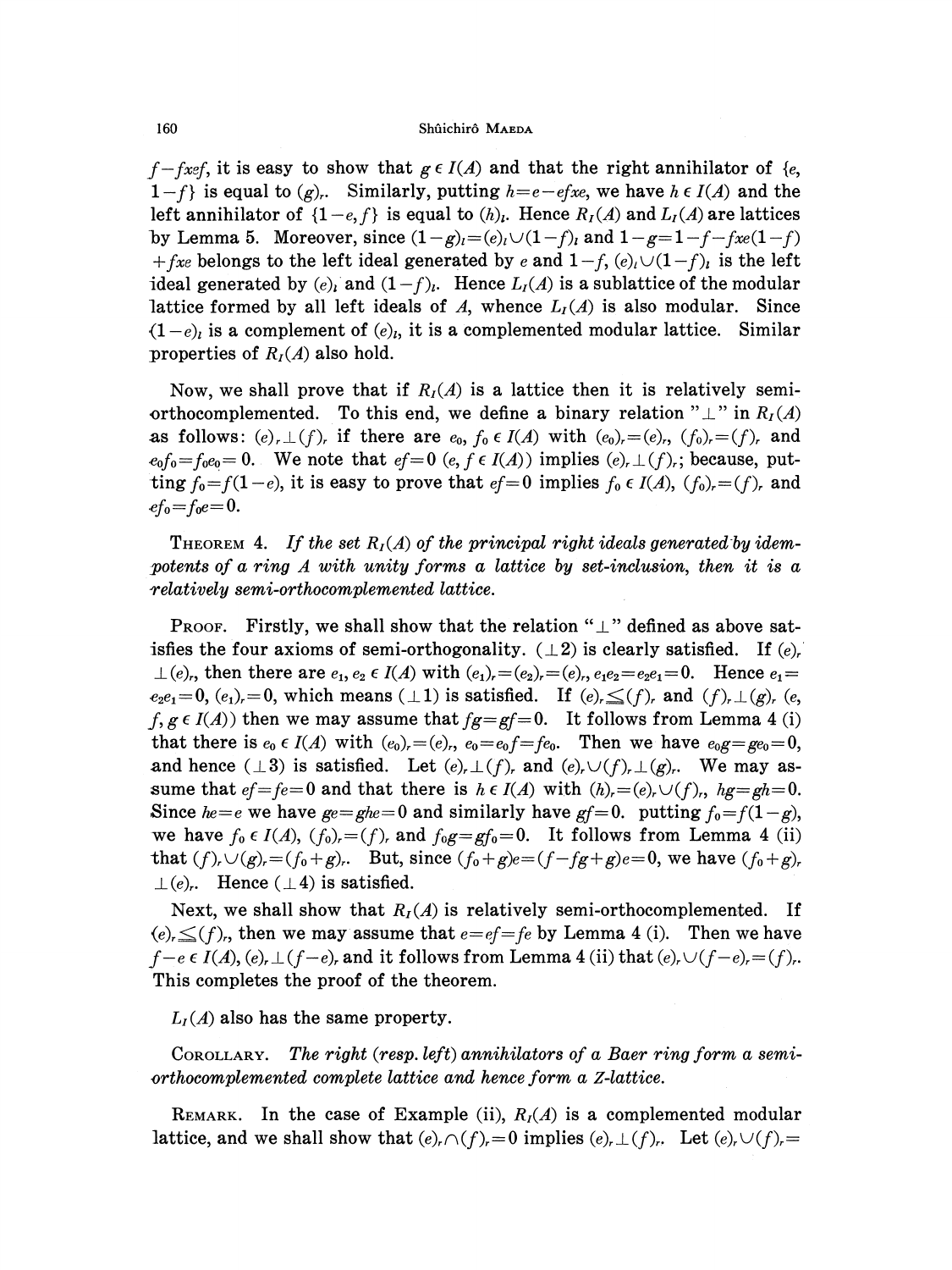$f-fxef$, it is easy to show that $g \in I(A)$ and that the right annihilator of $\{e, 1-f\}$ is equal to $(g)_r$. Similarly, putting $h=e-efxe$, we have $h \in I(A)$ and the left annihilator of $\{1-e, f\}$ is equal to $(h)_l$. Hence $R_I(A)$ and $L_I(A)$ are lattices by Lemma 5. Moreover, since $(1-g)_l=(e)_l \cup (1-f)_l$ and $1-g=1-f-fxe(1-f)+fxe$ belongs to the left ideal generated by $e$ and $1-f$, $(e)_l \cup (1-f)_l$ is the left ideal generated by $(e)_l$ and $(1-f)_l$. Hence $L_I(A)$ is a sublattice of the modular lattice formed by all left ideals of $A$, whence $L_I(A)$ is also modular. Since $(1-e)_l$ is a complement of $(e)_l$, it is a complemented modular lattice. Similar properties of $R_I(A)$ also hold.

Now, we shall prove that if $R_I(A)$ is a lattice then it is relatively semi-orthocomplemented. To this end, we define a binary relation "$\perp$" in $R_I(A)$ as follows: $(e)_r \perp (f)_r$ if there are $e_0, f_0 \in I(A)$ with $(e_0)_r=(e)_r$, $(f_0)_r=(f)_r$ and $e_0 f_0 = f_0 e_0 = 0$. We note that $ef=0$ $(e, f \in I(A))$ implies $(e)_r \perp (f)_r$; because, putting $f_0=f(1-e)$, it is easy to prove that $ef=0$ implies $f_0 \in I(A)$, $(f_0)_r=(f)_r$ and $ef_0=f_0 e=0$.

THEOREM 4. *If the set $R_I(A)$ of the principal right ideals generated by idempotents of a ring $A$ with unity forms a lattice by set-inclusion, then it is a relatively semi-orthocomplemented lattice.*

PROOF. Firstly, we shall show that the relation "$\perp$" defined as above satisfies the four axioms of semi-orthogonality. ($\perp 2$) is clearly satisfied. If $(e)_r \perp (e)_r$, then there are $e_1, e_2 \in I(A)$ with $(e_1)_r=(e_2)_r=(e)_r$, $e_1 e_2 = e_2 e_1 = 0$. Hence $e_1 = e_2 e_1 = 0$, $(e_1)_r=0$, which means ($\perp 1$) is satisfied. If $(e)_r \leqq (f)_r$ and $(f)_r \perp (g)_r$ $(e, f, g \in I(A))$ then we may assume that $fg=gf=0$. It follows from Lemma 4 (i) that there is $e_0 \in I(A)$ with $(e_0)_r=(e)_r$, $e_0=e_0 f=fe_0$. Then we have $e_0 g = g e_0 = 0$, and hence ($\perp 3$) is satisfied. Let $(e)_r \perp (f)_r$ and $(e)_r \cup (f)_r \perp (g)_r$. We may assume that $ef=fe=0$ and that there is $h \in I(A)$ with $(h)_r=(e)_r \cup (f)_r$, $hg=gh=0$. Since $he=e$ we have $ge=ghe=0$ and similarly have $gf=0$. putting $f_0=f(1-g)$, we have $f_0 \in I(A)$, $(f_0)_r=(f)_r$ and $f_0 g = g f_0 = 0$. It follows from Lemma 4 (ii) that $(f)_r \cup (g)_r = (f_0+g)_r$. But, since $(f_0+g)e=(f-fg+g)e=0$, we have $(f_0+g)_r \perp (e)_r$. Hence ($\perp 4$) is satisfied.

Next, we shall show that $R_I(A)$ is relatively semi-orthocomplemented. If $(e)_r \leqq (f)_r$, then we may assume that $e=ef=fe$ by Lemma 4 (i). Then we have $f-e \in I(A)$, $(e)_r \perp (f-e)_r$ and it follows from Lemma 4 (ii) that $(e)_r \cup (f-e)_r = (f)_r$. This completes the proof of the theorem.

$L_I(A)$ also has the same property.

COROLLARY. *The right (resp. left) annihilators of a Baer ring form a semi-orthocomplemented complete lattice and hence form a Z-lattice.*

REMARK. In the case of Example (ii), $R_I(A)$ is a complemented modular lattice, and we shall show that $(e)_r \cap (f)_r = 0$ implies $(e)_r \perp (f)_r$. Let $(e)_r \cup (f)_r =$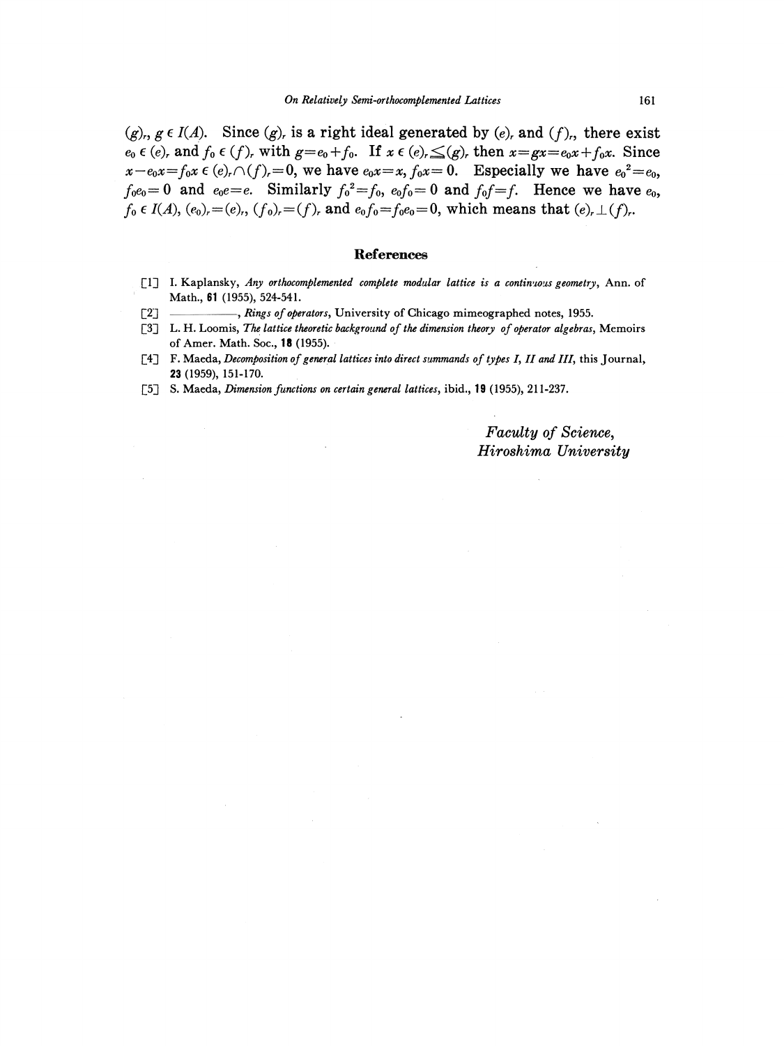$(g)_r$, $g \in I(A)$. Since $(g)_r$ is a right ideal generated by $(e)_r$ and $(f)_r$, there exist $e_0 \in (e)_r$ and $f_0 \in (f)_r$ with $g = e_0 + f_0$. If $x \in (e)_r \leqq (g)_r$ then $x = gx = e_0x + f_0x$. Since $x - e_0x = f_0x \in (e)_r \cap (f)_r = 0$, we have $e_0x = x$, $f_0x = 0$. Especially we have $e_0^2 = e_0$, $f_0e_0 = 0$ and $e_0e = e$. Similarly $f_0^2 = f_0$, $e_0f_0 = 0$ and $f_0f = f$. Hence we have $e_0$, $f_0 \in I(A)$, $(e_0)_r = (e)_r$, $(f_0)_r = (f)_r$ and $e_0f_0 = f_0e_0 = 0$, which means that $(e)_r \perp (f)_r$.

## References

[1] I. Kaplansky, *Any orthocomplemented complete modular lattice is a continuous geometry*, Ann. of Math., **61** (1955), 524-541.

[2] ——————, *Rings of operators*, University of Chicago mimeographed notes, 1955.

[3] L. H. Loomis, *The lattice theoretic background of the dimension theory of operator algebras*, Memoirs of Amer. Math. Soc., **18** (1955).

[4] F. Maeda, *Decomposition of general lattices into direct summands of types I, II and III*, this Journal, **23** (1959), 151-170.

[5] S. Maeda, *Dimension functions on certain general lattices*, ibid., **19** (1955), 211-237.

*Faculty of Science,*
*Hiroshima University*